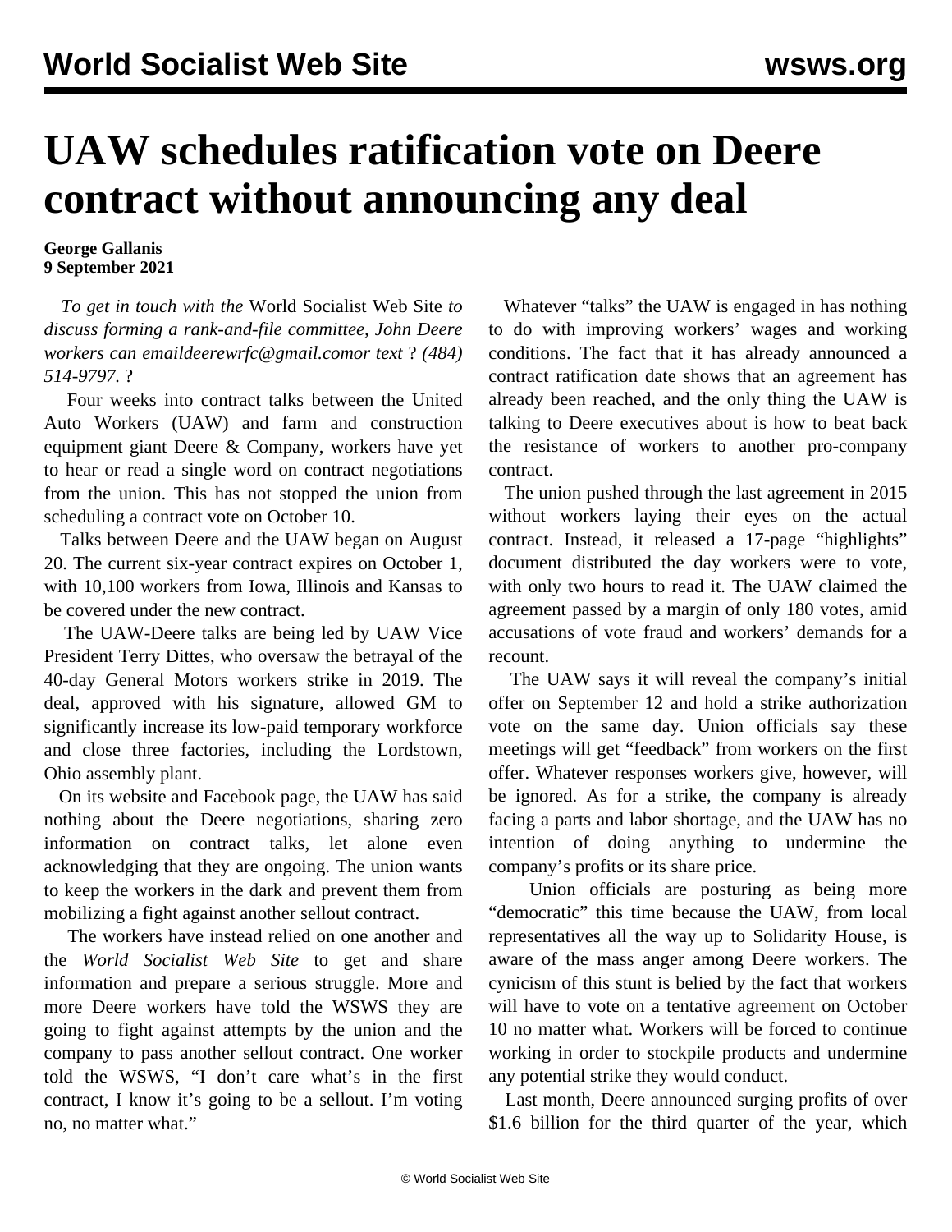# UAW schedules ratification vote on Deere contract without announcing any deal

**George Gallanis**
**9 September 2021**

*To get in touch with the* World Socialist Web Site *to discuss forming a rank-and-file committee, John Deere workers can emaildeerewrfc@gmail.comor text ? (484) 514-9797.* ?

Four weeks into contract talks between the United Auto Workers (UAW) and farm and construction equipment giant Deere & Company, workers have yet to hear or read a single word on contract negotiations from the union. This has not stopped the union from scheduling a contract vote on October 10.

Talks between Deere and the UAW began on August 20. The current six-year contract expires on October 1, with 10,100 workers from Iowa, Illinois and Kansas to be covered under the new contract.

The UAW-Deere talks are being led by UAW Vice President Terry Dittes, who oversaw the betrayal of the 40-day General Motors workers strike in 2019. The deal, approved with his signature, allowed GM to significantly increase its low-paid temporary workforce and close three factories, including the Lordstown, Ohio assembly plant.

On its website and Facebook page, the UAW has said nothing about the Deere negotiations, sharing zero information on contract talks, let alone even acknowledging that they are ongoing. The union wants to keep the workers in the dark and prevent them from mobilizing a fight against another sellout contract.

The workers have instead relied on one another and the *World Socialist Web Site* to get and share information and prepare a serious struggle. More and more Deere workers have told the WSWS they are going to fight against attempts by the union and the company to pass another sellout contract. One worker told the WSWS, "I don't care what's in the first contract, I know it's going to be a sellout. I'm voting no, no matter what."

Whatever "talks" the UAW is engaged in has nothing to do with improving workers' wages and working conditions. The fact that it has already announced a contract ratification date shows that an agreement has already been reached, and the only thing the UAW is talking to Deere executives about is how to beat back the resistance of workers to another pro-company contract.

The union pushed through the last agreement in 2015 without workers laying their eyes on the actual contract. Instead, it released a 17-page "highlights" document distributed the day workers were to vote, with only two hours to read it. The UAW claimed the agreement passed by a margin of only 180 votes, amid accusations of vote fraud and workers' demands for a recount.

The UAW says it will reveal the company's initial offer on September 12 and hold a strike authorization vote on the same day. Union officials say these meetings will get "feedback" from workers on the first offer. Whatever responses workers give, however, will be ignored. As for a strike, the company is already facing a parts and labor shortage, and the UAW has no intention of doing anything to undermine the company's profits or its share price.

Union officials are posturing as being more "democratic" this time because the UAW, from local representatives all the way up to Solidarity House, is aware of the mass anger among Deere workers. The cynicism of this stunt is belied by the fact that workers will have to vote on a tentative agreement on October 10 no matter what. Workers will be forced to continue working in order to stockpile products and undermine any potential strike they would conduct.

Last month, Deere announced surging profits of over $1.6 billion for the third quarter of the year, which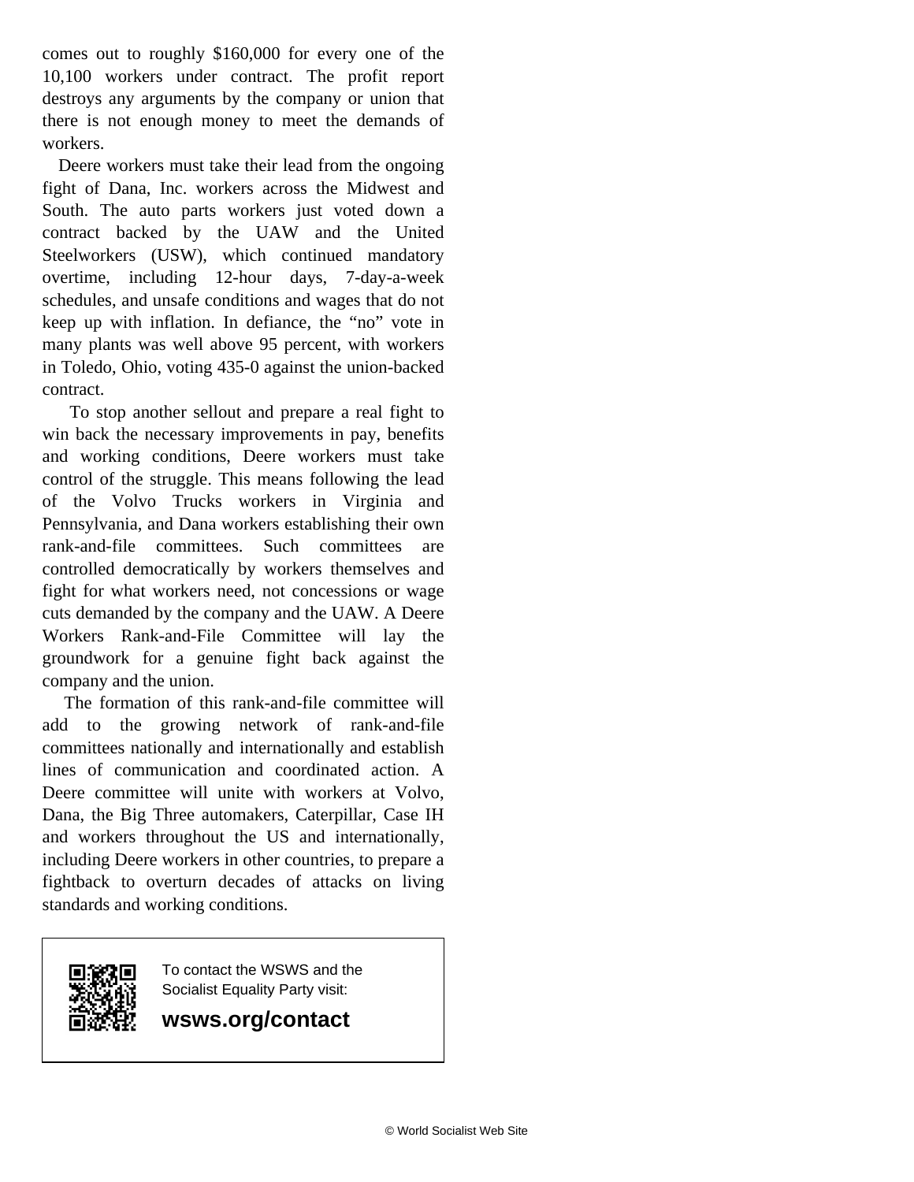comes out to roughly $160,000 for every one of the 10,100 workers under contract. The profit report destroys any arguments by the company or union that there is not enough money to meet the demands of workers.

Deere workers must take their lead from the ongoing fight of Dana, Inc. workers across the Midwest and South. The auto parts workers just voted down a contract backed by the UAW and the United Steelworkers (USW), which continued mandatory overtime, including 12-hour days, 7-day-a-week schedules, and unsafe conditions and wages that do not keep up with inflation. In defiance, the "no" vote in many plants was well above 95 percent, with workers in Toledo, Ohio, voting 435-0 against the union-backed contract.

To stop another sellout and prepare a real fight to win back the necessary improvements in pay, benefits and working conditions, Deere workers must take control of the struggle. This means following the lead of the Volvo Trucks workers in Virginia and Pennsylvania, and Dana workers establishing their own rank-and-file committees. Such committees are controlled democratically by workers themselves and fight for what workers need, not concessions or wage cuts demanded by the company and the UAW. A Deere Workers Rank-and-File Committee will lay the groundwork for a genuine fight back against the company and the union.

The formation of this rank-and-file committee will add to the growing network of rank-and-file committees nationally and internationally and establish lines of communication and coordinated action. A Deere committee will unite with workers at Volvo, Dana, the Big Three automakers, Caterpillar, Case IH and workers throughout the US and internationally, including Deere workers in other countries, to prepare a fightback to overturn decades of attacks on living standards and working conditions.

To contact the WSWS and the Socialist Equality Party visit:

**wsws.org/contact**

© World Socialist Web Site